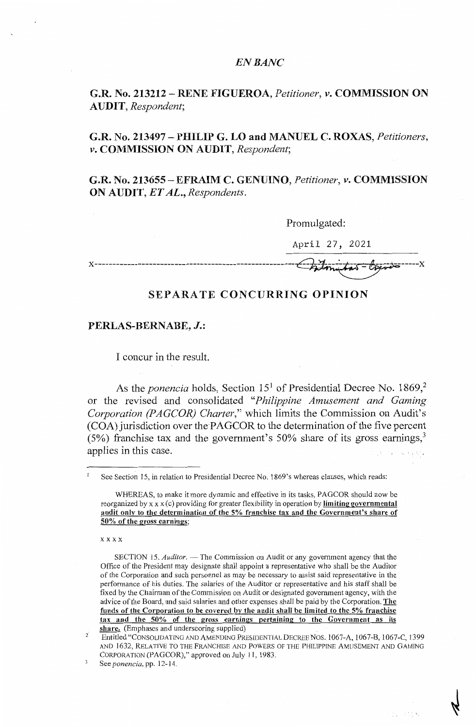*EN BANC*

**G.R. No. 213212 – RENE FIGUEROA,** *Petitioner, v.* **COMMISSION ON AUDIT,** *Respondent;*

**G.R. No. 213497 – PHILIP G. LO and MANUEL C. ROXAS,** *Petitioners, v.* **COMMISSION ON AUDIT,** *Respondent;*

**G.R. No. 213655 – EFRAIM C. GENUINO,** *Petitioner, v.* **COMMISSION ON AUDIT,** *ET AL., Respondents.*

Promulgated:

April 27, 2021

x-----------------------------------------------------------x

## SEPARATE CONCURRING OPINION

**PERLAS-BERNABE, *J.*:**

I concur in the result.

As the *ponencia* holds, Section 15[1] of Presidential Decree No. 1869,[2] or the revised and consolidated "*Philippine Amusement and Gaming Corporation (PAGCOR) Charter*," which limits the Commission on Audit's (COA) jurisdiction over the PAGCOR to the determination of the five percent (5%) franchise tax and the government's 50% share of its gross earnings,[3] applies in this case.

---

[1] See Section 15, in relation to Presidential Decree No. 1869's whereas clauses, which reads:

WHEREAS, to make it more dynamic and effective in its tasks, PAGCOR should now be reorganized by x x x (c) providing for greater flexibility in operation by **limiting governmental audit only to the determination of the 5% franchise tax and the Government's share of 50% of the gross earnings**;

x x x x

SECTION 15. *Auditor.* — The Commission on Audit or any government agency that the Office of the President may designate shall appoint a representative who shall be the Auditor of the Corporation and such personnel as may be necessary to assist said representative in the performance of his duties. The salaries of the Auditor or representative and his staff shall be fixed by the Chairman of the Commission on Audit or designated government agency, with the advice of the Board, and said salaries and other expenses shall be paid by the Corporation. **The funds of the Corporation to be covered by the audit shall be limited to the 5% franchise tax and the 50% of the gross earnings pertaining to the Government as its share.** (Emphases and underscoring supplied)

[2] Entitled "CONSOLIDATING AND AMENDING PRESIDENTIAL DECREE NOS. 1067-A, 1067-B, 1067-C, 1399 AND 1632, RELATIVE TO THE FRANCHISE AND POWERS OF THE PHILIPPINE AMUSEMENT AND GAMING CORPORATION (PAGCOR)," approved on July 11, 1983.

[3] See *ponencia*, pp. 12-14.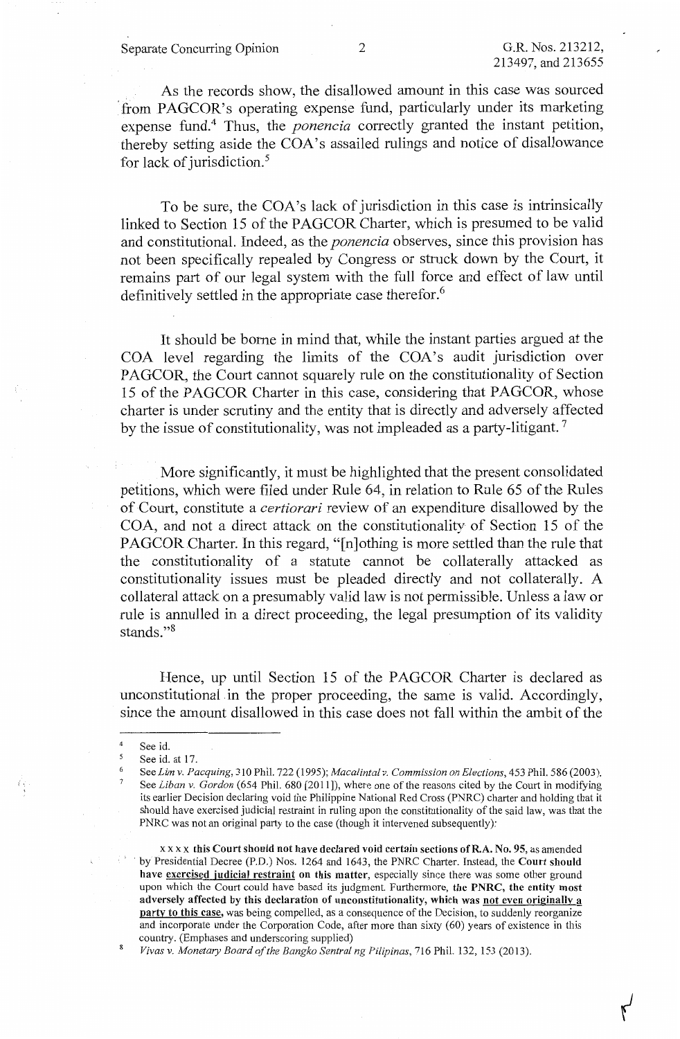As the records show, the disallowed amount in this case was sourced from PAGCOR's operating expense fund, particularly under its marketing expense fund.[4] Thus, the *ponencia* correctly granted the instant petition, thereby setting aside the COA's assailed rulings and notice of disallowance for lack of jurisdiction.[5]

To be sure, the COA's lack of jurisdiction in this case is intrinsically linked to Section 15 of the PAGCOR Charter, which is presumed to be valid and constitutional. Indeed, as the *ponencia* observes, since this provision has not been specifically repealed by Congress or struck down by the Court, it remains part of our legal system with the full force and effect of law until definitively settled in the appropriate case therefor.[6]

It should be borne in mind that, while the instant parties argued at the COA level regarding the limits of the COA's audit jurisdiction over PAGCOR, the Court cannot squarely rule on the constitutionality of Section 15 of the PAGCOR Charter in this case, considering that PAGCOR, whose charter is under scrutiny and the entity that is directly and adversely affected by the issue of constitutionality, was not impleaded as a party-litigant.[7]

More significantly, it must be highlighted that the present consolidated petitions, which were filed under Rule 64, in relation to Rule 65 of the Rules of Court, constitute a *certiorari* review of an expenditure disallowed by the COA, and not a direct attack on the constitutionality of Section 15 of the PAGCOR Charter. In this regard, "[n]othing is more settled than the rule that the constitutionality of a statute cannot be collaterally attacked as constitutionality issues must be pleaded directly and not collaterally. A collateral attack on a presumably valid law is not permissible. Unless a law or rule is annulled in a direct proceeding, the legal presumption of its validity stands."[8]

Hence, up until Section 15 of the PAGCOR Charter is declared as unconstitutional in the proper proceeding, the same is valid. Accordingly, since the amount disallowed in this case does not fall within the ambit of the

---

[4] See id.

[5] See id. at 17.

[6] See *Lim v. Pacquing*, 310 Phil. 722 (1995); *Macalintal v. Commission on Elections*, 453 Phil. 586 (2003).

[7] See *Liban v. Gordon* (654 Phil. 680 [2011]), where one of the reasons cited by the Court in modifying its earlier Decision declaring void the Philippine National Red Cross (PNRC) charter and holding that it should have exercised judicial restraint in ruling upon the constitutionality of the said law, was that the PNRC was not an original party to the case (though it intervened subsequently):

> x x x x **this Court should not have declared void certain sections of R.A. No. 95**, as amended by Presidential Decree (P.D.) Nos. 1264 and 1643, the PNRC Charter. Instead, the **Court should have <u>exercised judicial restraint</u> on this matter**, especially since there was some other ground upon which the Court could have based its judgment. Furthermore, **the PNRC, the entity most adversely affected by this declaration of unconstitutionality, which was <u>not even originally a party to this case</u>**, was being compelled, as a consequence of the Decision, to suddenly reorganize and incorporate under the Corporation Code, after more than sixty (60) years of existence in this country. (Emphases and underscoring supplied)

[8] *Vivas v. Monetary Board of the Bangko Sentral ng Pilipinas*, 716 Phil. 132, 153 (2013).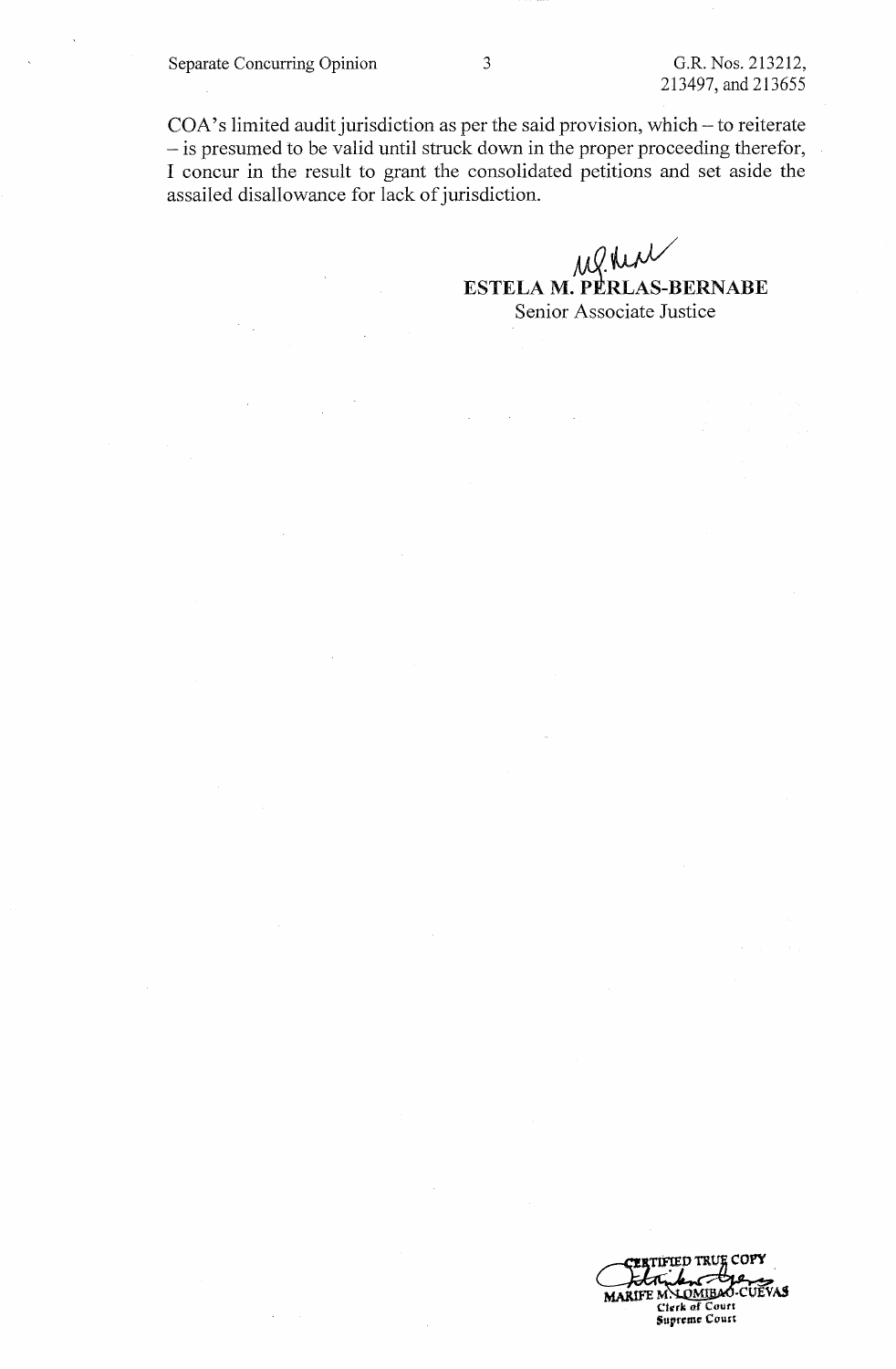COA's limited audit jurisdiction as per the said provision, which – to reiterate – is presumed to be valid until struck down in the proper proceeding therefor, I concur in the result to grant the consolidated petitions and set aside the assailed disallowance for lack of jurisdiction.

**ESTELA M. PERLAS-BERNABE**
Senior Associate Justice

CERTIFIED TRUE COPY
MARIFE M. LOMIBAO-CUEVAS
Clerk of Court
Supreme Court